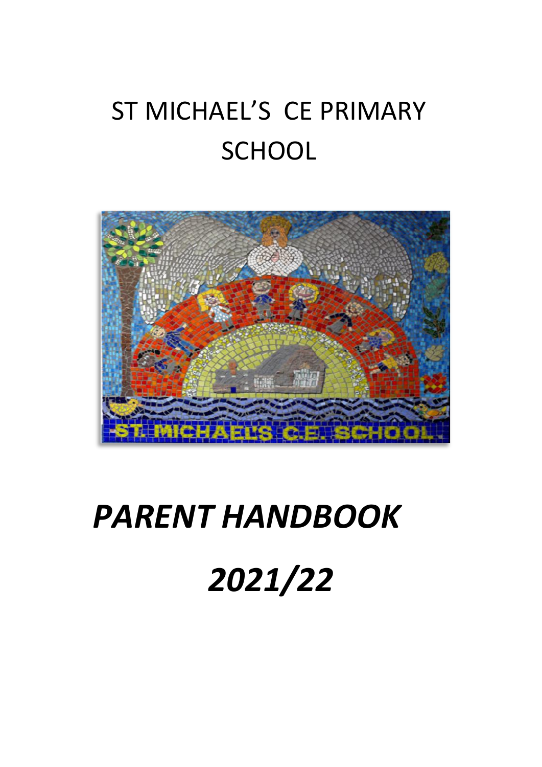# ST MICHAEL'S CE PRIMARY SCHOOL

## *PARENT HANDBOOK*

## *2021/22*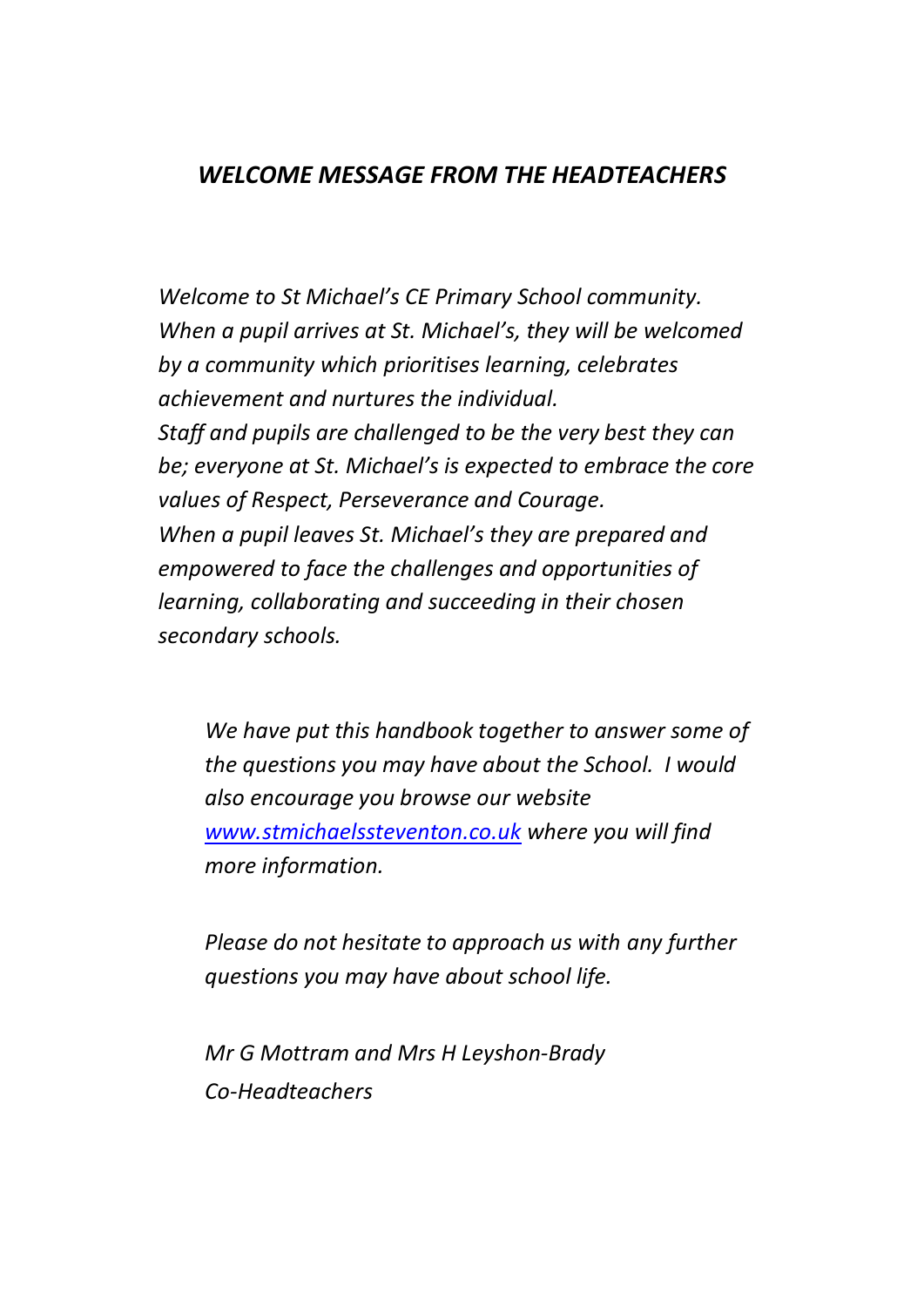## *WELCOME MESSAGE FROM THE HEADTEACHERS*

*Welcome to St Michael's CE Primary School community. When a pupil arrives at St. Michael's, they will be welcomed by a community which prioritises learning, celebrates achievement and nurtures the individual.*

*Staff and pupils are challenged to be the very best they can be; everyone at St. Michael's is expected to embrace the core values of Respect, Perseverance and Courage.*

*When a pupil leaves St. Michael's they are prepared and empowered to face the challenges and opportunities of learning, collaborating and succeeding in their chosen secondary schools.*

*We have put this handbook together to answer some of the questions you may have about the School. I would also encourage you browse our website [www.stmichaelssteventon.co.uk](http://www.stmichaelssteventon.co.uk) where you will find more information.*

*Please do not hesitate to approach us with any further questions you may have about school life.*

*Mr G Mottram and Mrs H Leyshon-Brady*
*Co-Headteachers*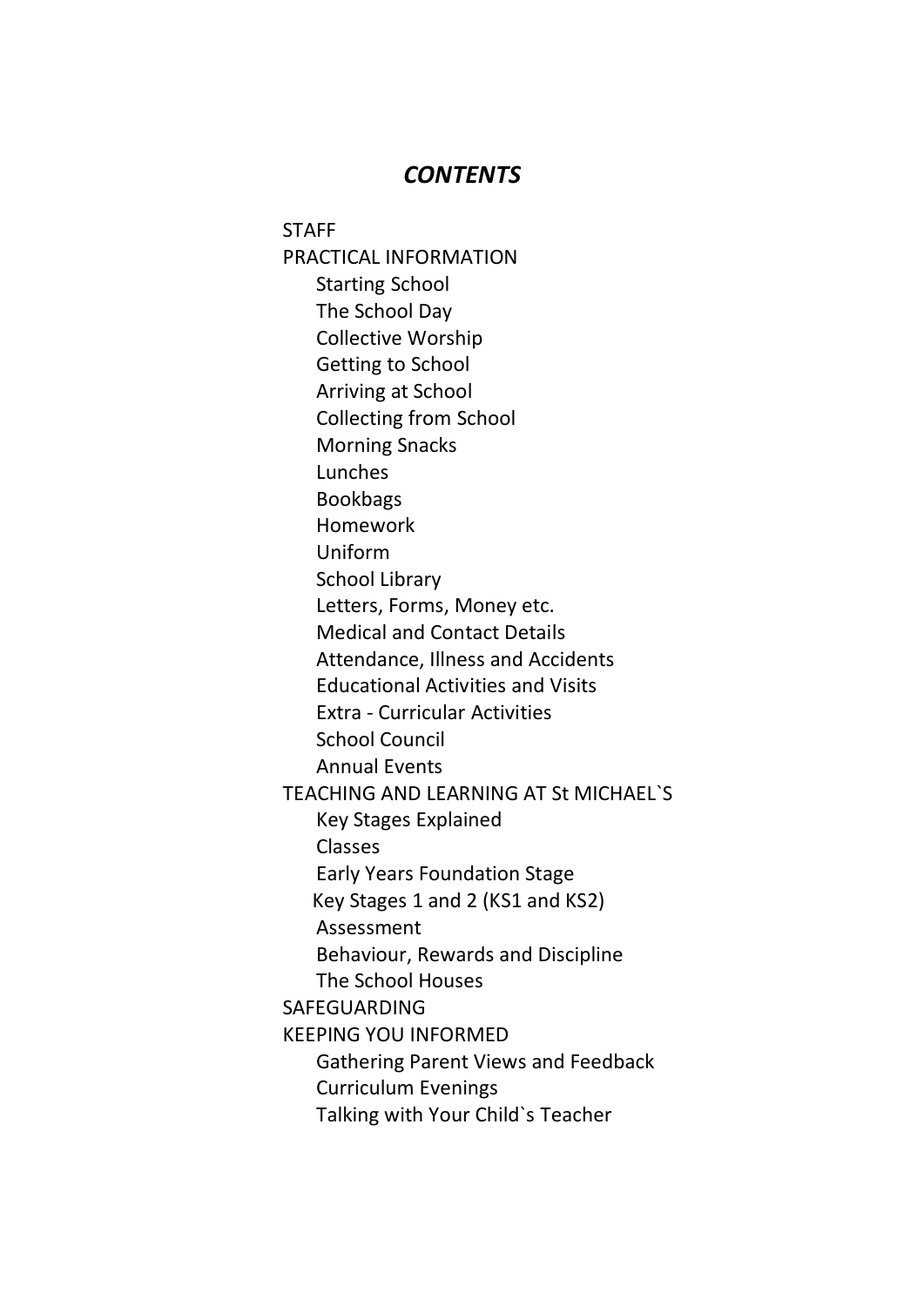# *CONTENTS*

- STAFF
- PRACTICAL INFORMATION
  - Starting School
  - The School Day
  - Collective Worship
  - Getting to School
  - Arriving at School
  - Collecting from School
  - Morning Snacks
  - Lunches
  - Bookbags
  - Homework
  - Uniform
  - School Library
  - Letters, Forms, Money etc.
  - Medical and Contact Details
  - Attendance, Illness and Accidents
  - Educational Activities and Visits
  - Extra - Curricular Activities
  - School Council
  - Annual Events
- TEACHING AND LEARNING AT St MICHAEL`S
  - Key Stages Explained
  - Classes
  - Early Years Foundation Stage
  - Key Stages 1 and 2 (KS1 and KS2)
  - Assessment
  - Behaviour, Rewards and Discipline
  - The School Houses
- SAFEGUARDING
- KEEPING YOU INFORMED
  - Gathering Parent Views and Feedback
  - Curriculum Evenings
  - Talking with Your Child`s Teacher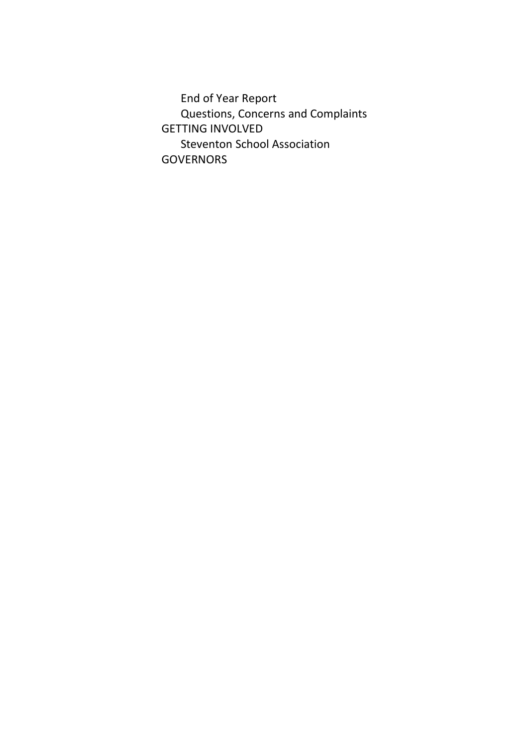- End of Year Report
- Questions, Concerns and Complaints

GETTING INVOLVED

- Steventon School Association

GOVERNORS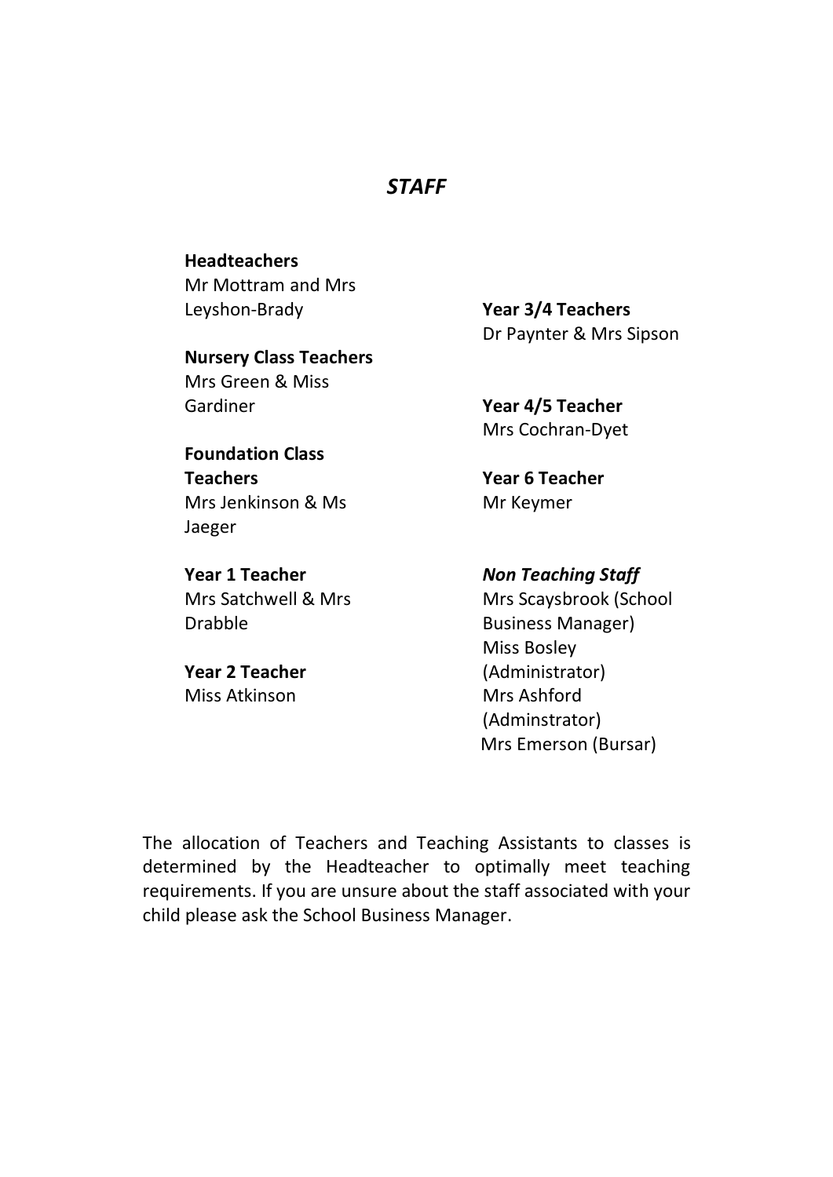# *STAFF*

**Headteachers**
Mr Mottram and Mrs Leyshon-Brady

**Nursery Class Teachers**
Mrs Green & Miss Gardiner

**Foundation Class Teachers**
Mrs Jenkinson & Ms Jaeger

**Year 1 Teacher**
Mrs Satchwell & Mrs Drabble

**Year 2 Teacher**
Miss Atkinson

**Year 3/4 Teachers**
Dr Paynter & Mrs Sipson

**Year 4/5 Teacher**
Mrs Cochran-Dyet

**Year 6 Teacher**
Mr Keymer

***Non Teaching Staff***
Mrs Scaysbrook (School Business Manager)
Miss Bosley (Administrator)
Mrs Ashford (Adminstrator)
Mrs Emerson (Bursar)

The allocation of Teachers and Teaching Assistants to classes is determined by the Headteacher to optimally meet teaching requirements. If you are unsure about the staff associated with your child please ask the School Business Manager.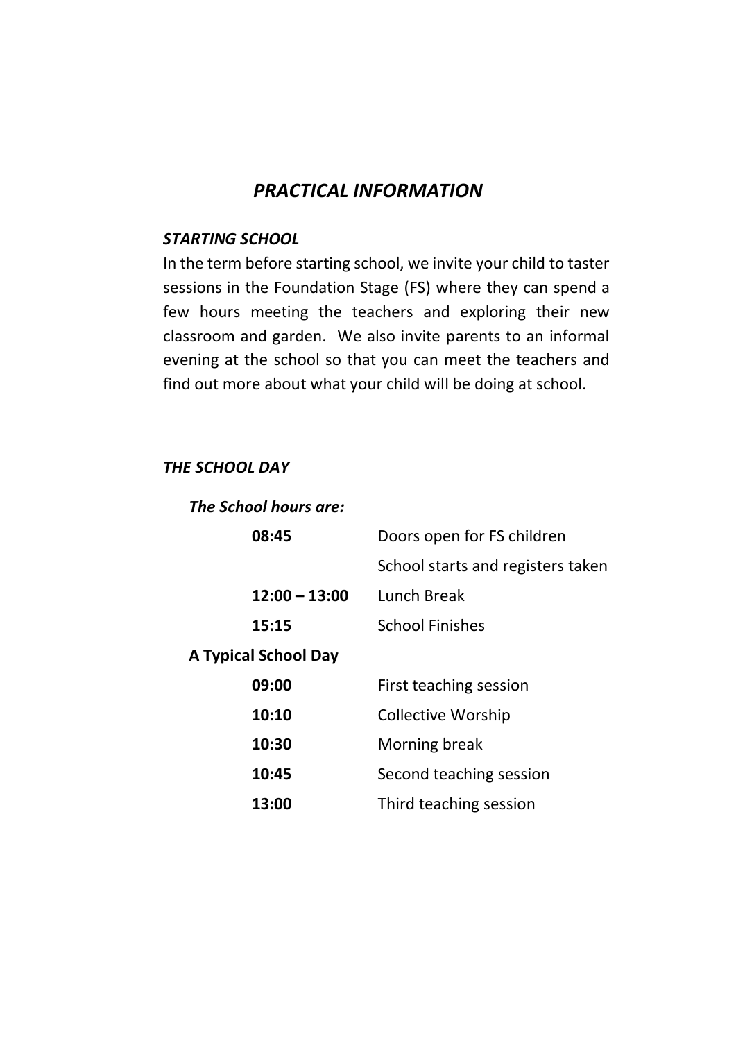# *PRACTICAL INFORMATION*

### *STARTING SCHOOL*

In the term before starting school, we invite your child to taster sessions in the Foundation Stage (FS) where they can spend a few hours meeting the teachers and exploring their new classroom and garden. We also invite parents to an informal evening at the school so that you can meet the teachers and find out more about what your child will be doing at school.

### *THE SCHOOL DAY*

***The School hours are:***

| | |
|---|---|
| **08:45** | Doors open for FS children |
| | School starts and registers taken |
| **12:00 – 13:00** | Lunch Break |
| **15:15** | School Finishes |

**A Typical School Day**

| | |
|---|---|
| **09:00** | First teaching session |
| **10:10** | Collective Worship |
| **10:30** | Morning break |
| **10:45** | Second teaching session |
| **13:00** | Third teaching session |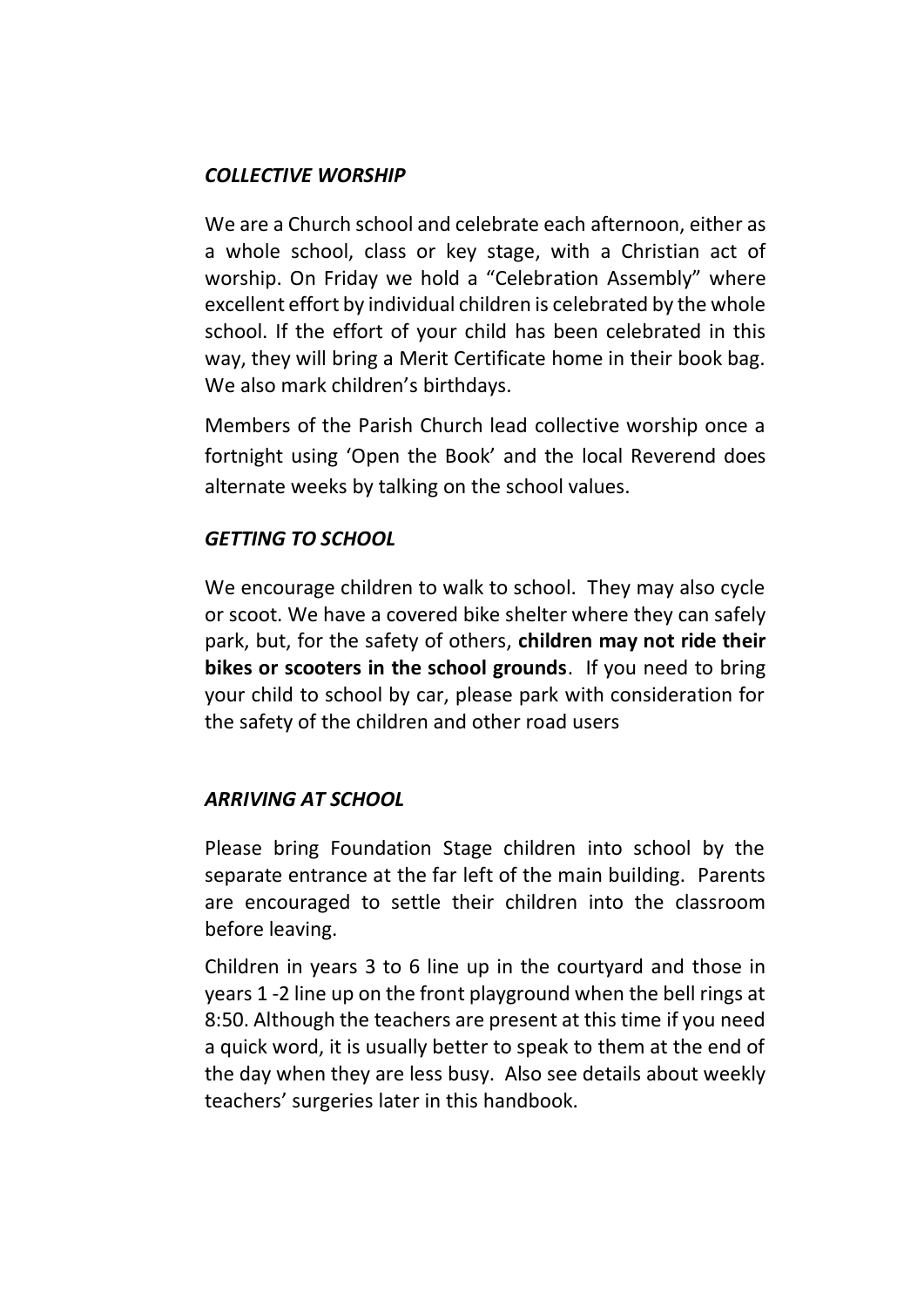### *COLLECTIVE WORSHIP*

We are a Church school and celebrate each afternoon, either as a whole school, class or key stage, with a Christian act of worship. On Friday we hold a "Celebration Assembly" where excellent effort by individual children is celebrated by the whole school. If the effort of your child has been celebrated in this way, they will bring a Merit Certificate home in their book bag. We also mark children's birthdays.

Members of the Parish Church lead collective worship once a fortnight using 'Open the Book' and the local Reverend does alternate weeks by talking on the school values.

### *GETTING TO SCHOOL*

We encourage children to walk to school. They may also cycle or scoot. We have a covered bike shelter where they can safely park, but, for the safety of others, **children may not ride their bikes or scooters in the school grounds**. If you need to bring your child to school by car, please park with consideration for the safety of the children and other road users

### *ARRIVING AT SCHOOL*

Please bring Foundation Stage children into school by the separate entrance at the far left of the main building. Parents are encouraged to settle their children into the classroom before leaving.

Children in years 3 to 6 line up in the courtyard and those in years 1 -2 line up on the front playground when the bell rings at 8:50. Although the teachers are present at this time if you need a quick word, it is usually better to speak to them at the end of the day when they are less busy. Also see details about weekly teachers' surgeries later in this handbook.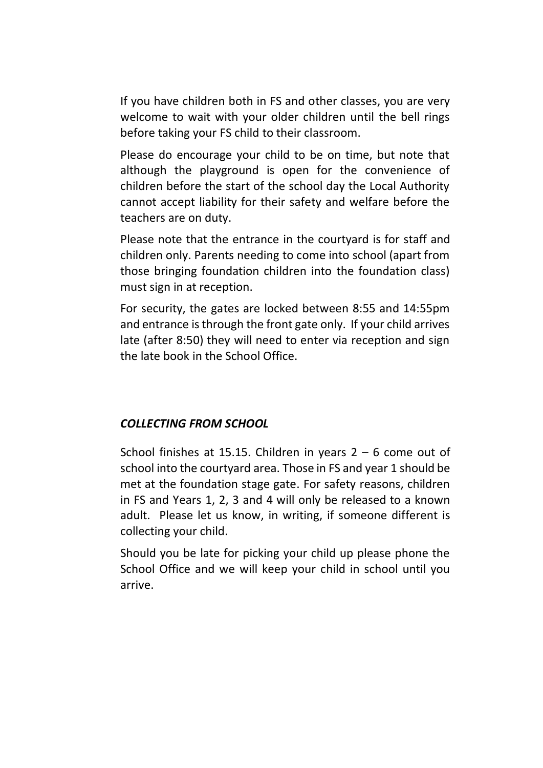If you have children both in FS and other classes, you are very welcome to wait with your older children until the bell rings before taking your FS child to their classroom.

Please do encourage your child to be on time, but note that although the playground is open for the convenience of children before the start of the school day the Local Authority cannot accept liability for their safety and welfare before the teachers are on duty.

Please note that the entrance in the courtyard is for staff and children only. Parents needing to come into school (apart from those bringing foundation children into the foundation class) must sign in at reception.

For security, the gates are locked between 8:55 and 14:55pm and entrance is through the front gate only. If your child arrives late (after 8:50) they will need to enter via reception and sign the late book in the School Office.

### ***COLLECTING FROM SCHOOL***

School finishes at 15.15. Children in years 2 – 6 come out of school into the courtyard area. Those in FS and year 1 should be met at the foundation stage gate. For safety reasons, children in FS and Years 1, 2, 3 and 4 will only be released to a known adult. Please let us know, in writing, if someone different is collecting your child.

Should you be late for picking your child up please phone the School Office and we will keep your child in school until you arrive.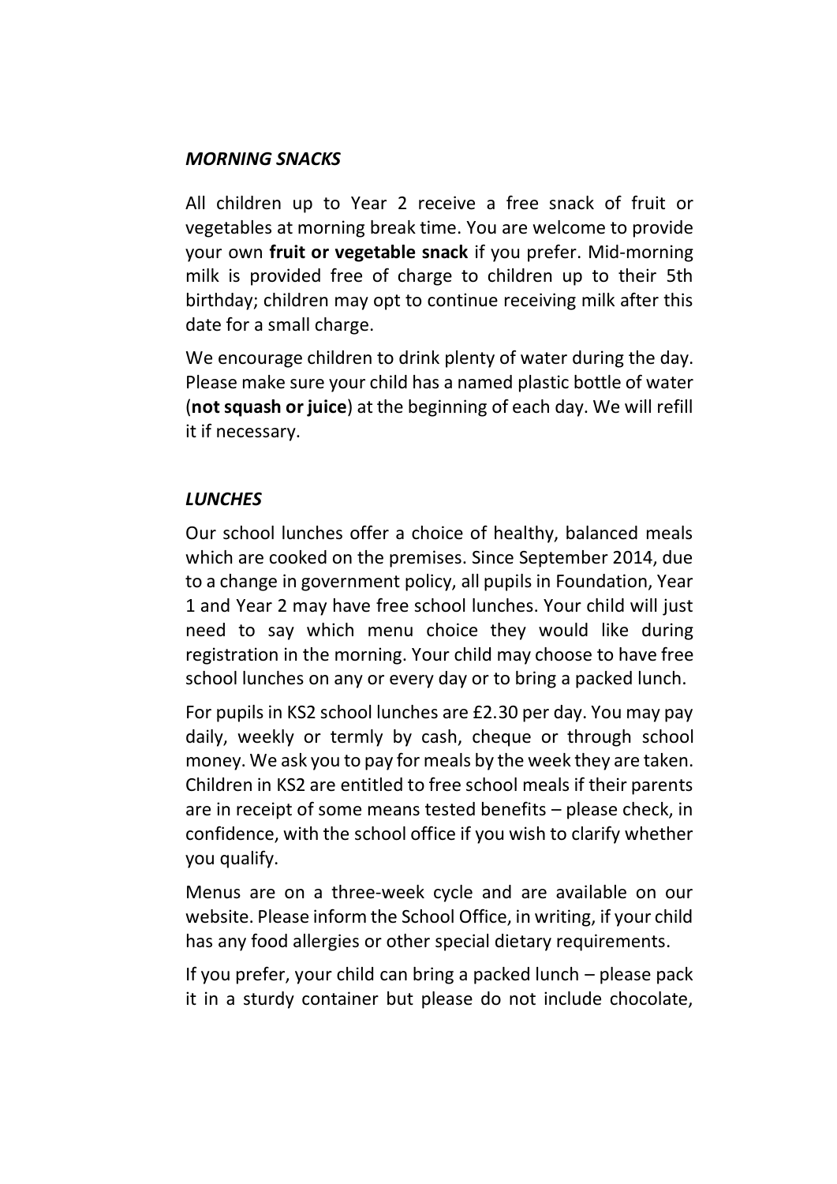### *MORNING SNACKS*

All children up to Year 2 receive a free snack of fruit or vegetables at morning break time. You are welcome to provide your own **fruit or vegetable snack** if you prefer. Mid-morning milk is provided free of charge to children up to their 5th birthday; children may opt to continue receiving milk after this date for a small charge.

We encourage children to drink plenty of water during the day. Please make sure your child has a named plastic bottle of water (**not squash or juice**) at the beginning of each day. We will refill it if necessary.

### *LUNCHES*

Our school lunches offer a choice of healthy, balanced meals which are cooked on the premises. Since September 2014, due to a change in government policy, all pupils in Foundation, Year 1 and Year 2 may have free school lunches. Your child will just need to say which menu choice they would like during registration in the morning. Your child may choose to have free school lunches on any or every day or to bring a packed lunch.

For pupils in KS2 school lunches are £2.30 per day. You may pay daily, weekly or termly by cash, cheque or through school money. We ask you to pay for meals by the week they are taken. Children in KS2 are entitled to free school meals if their parents are in receipt of some means tested benefits – please check, in confidence, with the school office if you wish to clarify whether you qualify.

Menus are on a three-week cycle and are available on our website. Please inform the School Office, in writing, if your child has any food allergies or other special dietary requirements.

If you prefer, your child can bring a packed lunch – please pack it in a sturdy container but please do not include chocolate,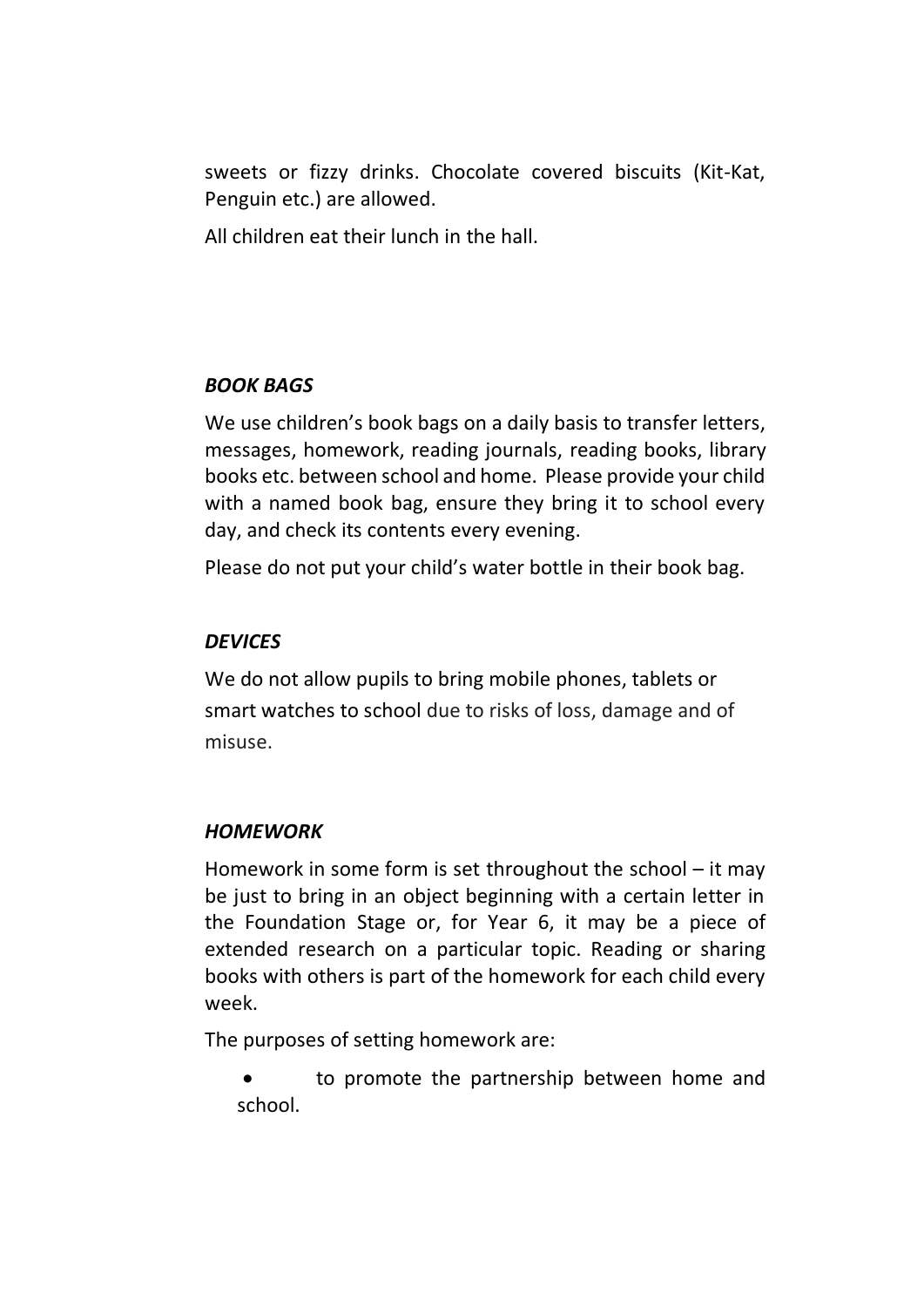sweets or fizzy drinks. Chocolate covered biscuits (Kit-Kat, Penguin etc.) are allowed.

All children eat their lunch in the hall.

***BOOK BAGS***

We use children's book bags on a daily basis to transfer letters, messages, homework, reading journals, reading books, library books etc. between school and home. Please provide your child with a named book bag, ensure they bring it to school every day, and check its contents every evening.

Please do not put your child's water bottle in their book bag.

***DEVICES***

We do not allow pupils to bring mobile phones, tablets or smart watches to school due to risks of loss, damage and of misuse.

***HOMEWORK***

Homework in some form is set throughout the school – it may be just to bring in an object beginning with a certain letter in the Foundation Stage or, for Year 6, it may be a piece of extended research on a particular topic. Reading or sharing books with others is part of the homework for each child every week.

The purposes of setting homework are:

- to promote the partnership between home and school.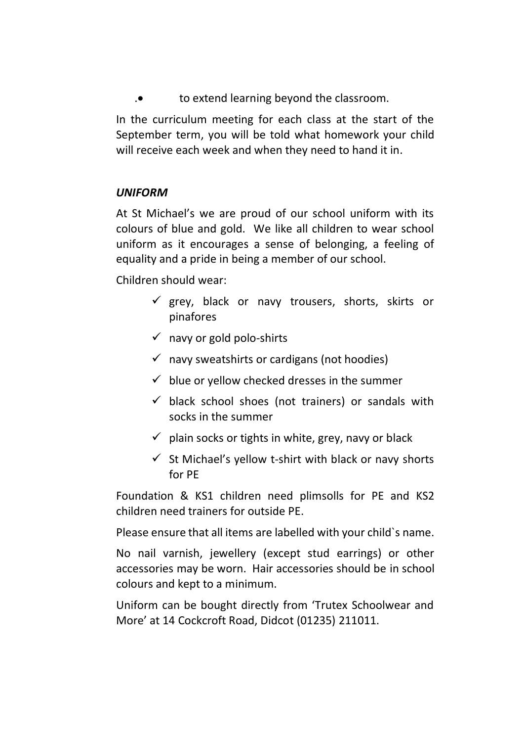- to extend learning beyond the classroom.

In the curriculum meeting for each class at the start of the September term, you will be told what homework your child will receive each week and when they need to hand it in.

### ***UNIFORM***

At St Michael's we are proud of our school uniform with its colours of blue and gold. We like all children to wear school uniform as it encourages a sense of belonging, a feeling of equality and a pride in being a member of our school.

Children should wear:

- ✓ grey, black or navy trousers, shorts, skirts or pinafores
- ✓ navy or gold polo-shirts
- ✓ navy sweatshirts or cardigans (not hoodies)
- ✓ blue or yellow checked dresses in the summer
- ✓ black school shoes (not trainers) or sandals with socks in the summer
- ✓ plain socks or tights in white, grey, navy or black
- ✓ St Michael's yellow t-shirt with black or navy shorts for PE

Foundation & KS1 children need plimsolls for PE and KS2 children need trainers for outside PE.

Please ensure that all items are labelled with your child`s name.

No nail varnish, jewellery (except stud earrings) or other accessories may be worn. Hair accessories should be in school colours and kept to a minimum.

Uniform can be bought directly from 'Trutex Schoolwear and More' at 14 Cockcroft Road, Didcot (01235) 211011.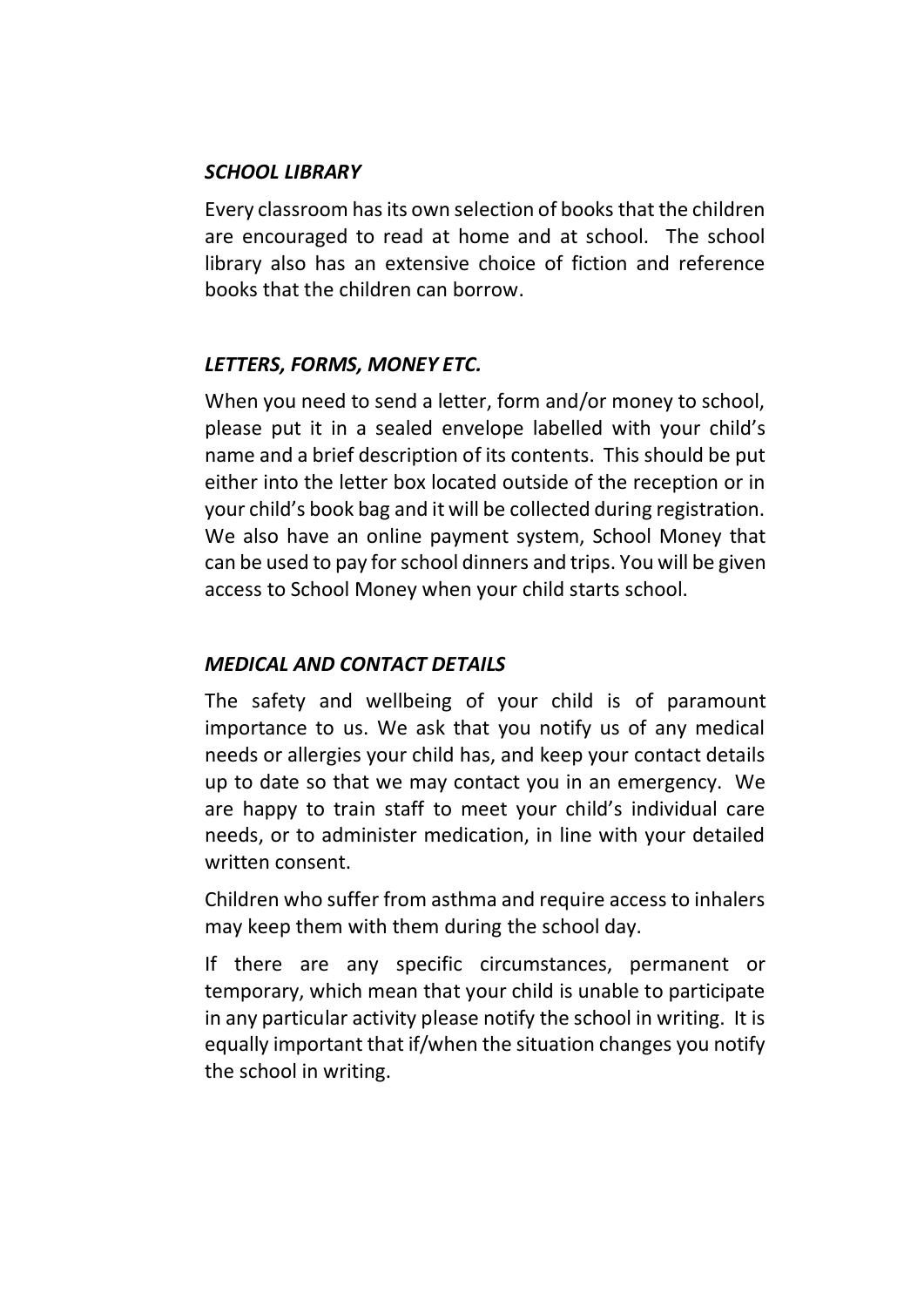### *SCHOOL LIBRARY*

Every classroom has its own selection of books that the children are encouraged to read at home and at school. The school library also has an extensive choice of fiction and reference books that the children can borrow.

### *LETTERS, FORMS, MONEY ETC.*

When you need to send a letter, form and/or money to school, please put it in a sealed envelope labelled with your child's name and a brief description of its contents. This should be put either into the letter box located outside of the reception or in your child's book bag and it will be collected during registration. We also have an online payment system, School Money that can be used to pay for school dinners and trips. You will be given access to School Money when your child starts school.

### *MEDICAL AND CONTACT DETAILS*

The safety and wellbeing of your child is of paramount importance to us. We ask that you notify us of any medical needs or allergies your child has, and keep your contact details up to date so that we may contact you in an emergency. We are happy to train staff to meet your child's individual care needs, or to administer medication, in line with your detailed written consent.

Children who suffer from asthma and require access to inhalers may keep them with them during the school day.

If there are any specific circumstances, permanent or temporary, which mean that your child is unable to participate in any particular activity please notify the school in writing. It is equally important that if/when the situation changes you notify the school in writing.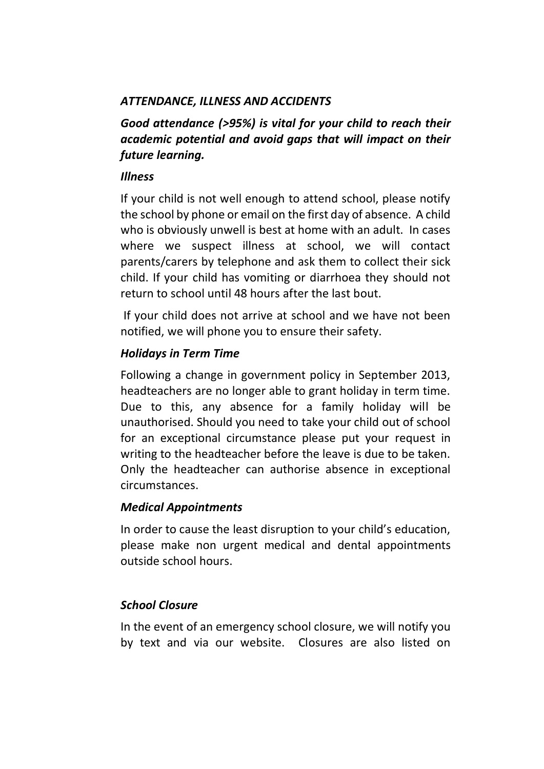## *ATTENDANCE, ILLNESS AND ACCIDENTS*

***Good attendance (>95%) is vital for your child to reach their academic potential and avoid gaps that will impact on their future learning.***

### *Illness*

If your child is not well enough to attend school, please notify the school by phone or email on the first day of absence. A child who is obviously unwell is best at home with an adult. In cases where we suspect illness at school, we will contact parents/carers by telephone and ask them to collect their sick child. If your child has vomiting or diarrhoea they should not return to school until 48 hours after the last bout.

If your child does not arrive at school and we have not been notified, we will phone you to ensure their safety.

### *Holidays in Term Time*

Following a change in government policy in September 2013, headteachers are no longer able to grant holiday in term time. Due to this, any absence for a family holiday will be unauthorised. Should you need to take your child out of school for an exceptional circumstance please put your request in writing to the headteacher before the leave is due to be taken. Only the headteacher can authorise absence in exceptional circumstances.

### *Medical Appointments*

In order to cause the least disruption to your child's education, please make non urgent medical and dental appointments outside school hours.

### *School Closure*

In the event of an emergency school closure, we will notify you by text and via our website. Closures are also listed on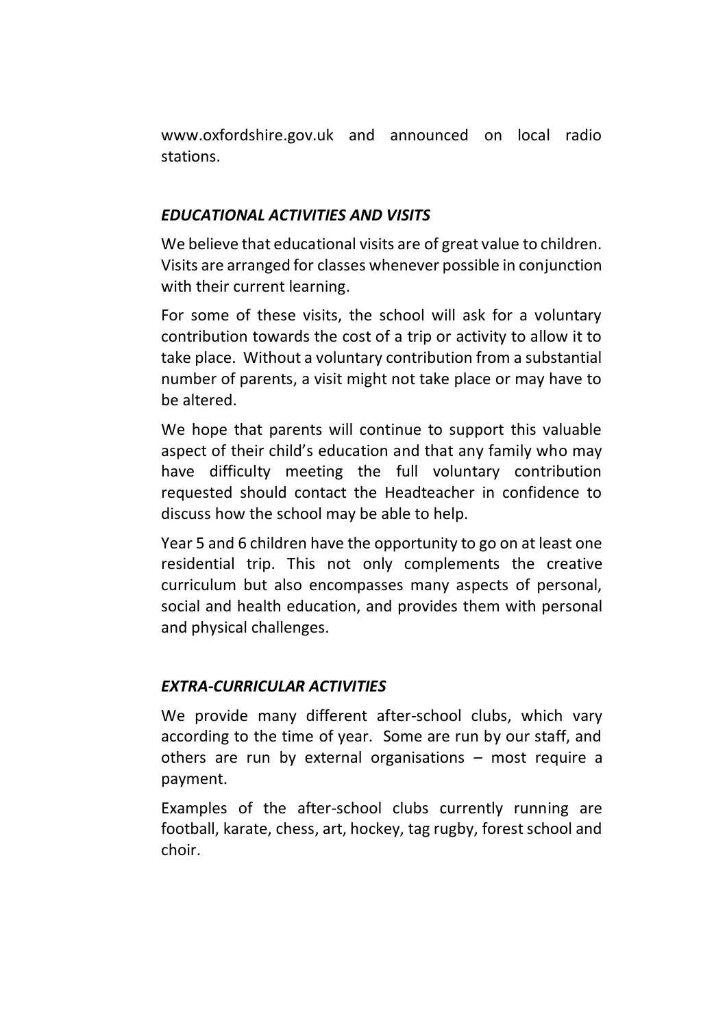www.oxfordshire.gov.uk and announced on local radio stations.

## *EDUCATIONAL ACTIVITIES AND VISITS*

We believe that educational visits are of great value to children. Visits are arranged for classes whenever possible in conjunction with their current learning.

For some of these visits, the school will ask for a voluntary contribution towards the cost of a trip or activity to allow it to take place. Without a voluntary contribution from a substantial number of parents, a visit might not take place or may have to be altered.

We hope that parents will continue to support this valuable aspect of their child's education and that any family who may have difficulty meeting the full voluntary contribution requested should contact the Headteacher in confidence to discuss how the school may be able to help.

Year 5 and 6 children have the opportunity to go on at least one residential trip. This not only complements the creative curriculum but also encompasses many aspects of personal, social and health education, and provides them with personal and physical challenges.

## *EXTRA-CURRICULAR ACTIVITIES*

We provide many different after-school clubs, which vary according to the time of year. Some are run by our staff, and others are run by external organisations – most require a payment.

Examples of the after-school clubs currently running are football, karate, chess, art, hockey, tag rugby, forest school and choir.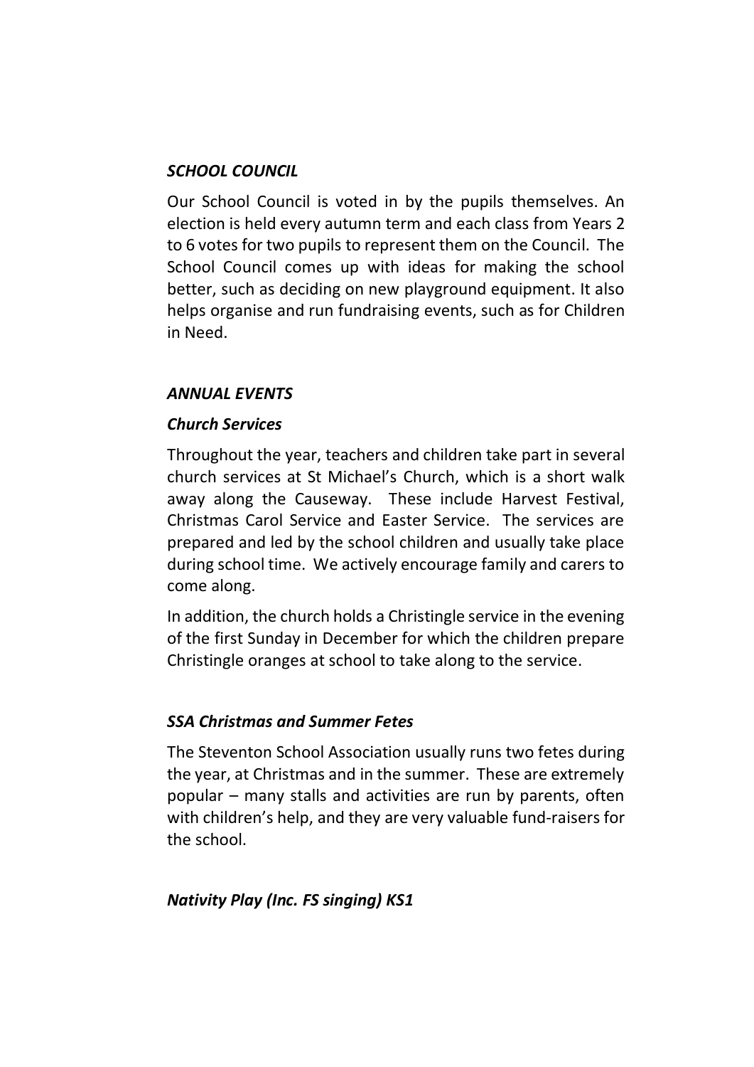### *SCHOOL COUNCIL*

Our School Council is voted in by the pupils themselves. An election is held every autumn term and each class from Years 2 to 6 votes for two pupils to represent them on the Council. The School Council comes up with ideas for making the school better, such as deciding on new playground equipment. It also helps organise and run fundraising events, such as for Children in Need.

### *ANNUAL EVENTS*

#### *Church Services*

Throughout the year, teachers and children take part in several church services at St Michael's Church, which is a short walk away along the Causeway. These include Harvest Festival, Christmas Carol Service and Easter Service. The services are prepared and led by the school children and usually take place during school time. We actively encourage family and carers to come along.

In addition, the church holds a Christingle service in the evening of the first Sunday in December for which the children prepare Christingle oranges at school to take along to the service.

#### *SSA Christmas and Summer Fetes*

The Steventon School Association usually runs two fetes during the year, at Christmas and in the summer. These are extremely popular – many stalls and activities are run by parents, often with children's help, and they are very valuable fund-raisers for the school.

#### *Nativity Play (Inc. FS singing) KS1*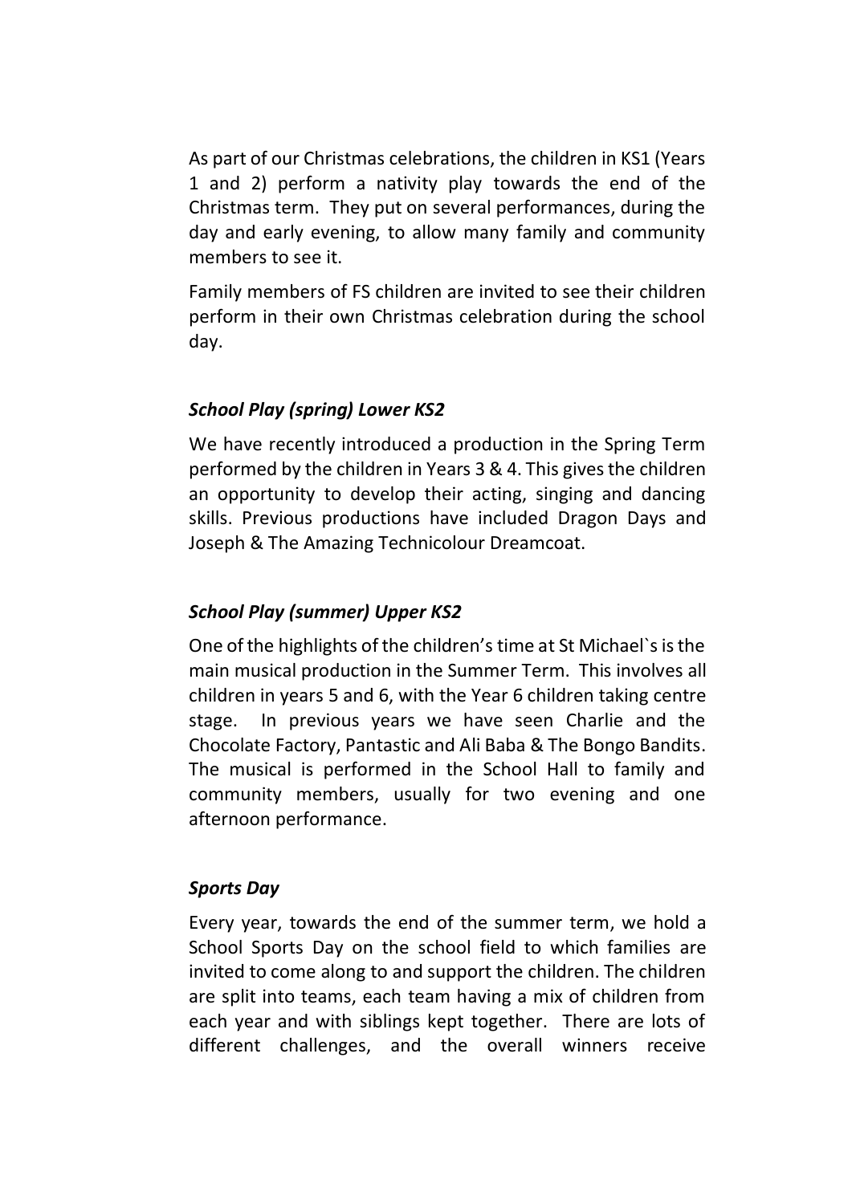As part of our Christmas celebrations, the children in KS1 (Years 1 and 2) perform a nativity play towards the end of the Christmas term. They put on several performances, during the day and early evening, to allow many family and community members to see it.

Family members of FS children are invited to see their children perform in their own Christmas celebration during the school day.

### *School Play (spring) Lower KS2*

We have recently introduced a production in the Spring Term performed by the children in Years 3 & 4. This gives the children an opportunity to develop their acting, singing and dancing skills. Previous productions have included Dragon Days and Joseph & The Amazing Technicolour Dreamcoat.

### *School Play (summer) Upper KS2*

One of the highlights of the children's time at St Michael`s is the main musical production in the Summer Term. This involves all children in years 5 and 6, with the Year 6 children taking centre stage. In previous years we have seen Charlie and the Chocolate Factory, Pantastic and Ali Baba & The Bongo Bandits. The musical is performed in the School Hall to family and community members, usually for two evening and one afternoon performance.

### *Sports Day*

Every year, towards the end of the summer term, we hold a School Sports Day on the school field to which families are invited to come along to and support the children. The children are split into teams, each team having a mix of children from each year and with siblings kept together. There are lots of different challenges, and the overall winners receive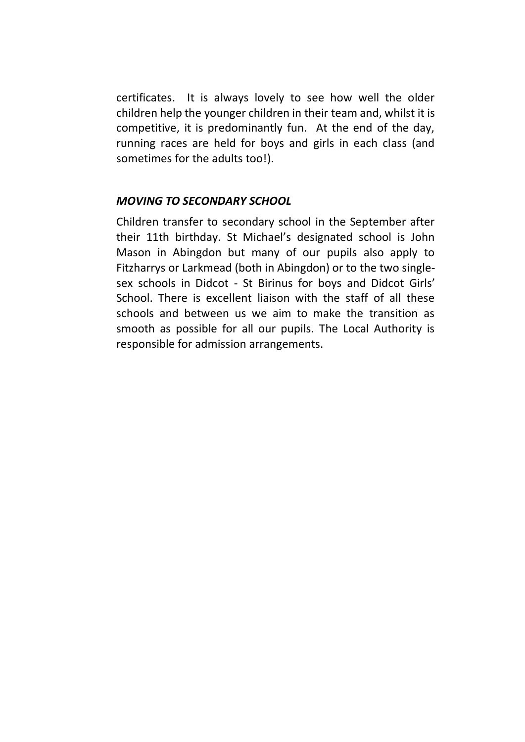certificates. It is always lovely to see how well the older children help the younger children in their team and, whilst it is competitive, it is predominantly fun. At the end of the day, running races are held for boys and girls in each class (and sometimes for the adults too!).

### *MOVING TO SECONDARY SCHOOL*

Children transfer to secondary school in the September after their 11th birthday. St Michael's designated school is John Mason in Abingdon but many of our pupils also apply to Fitzharrys or Larkmead (both in Abingdon) or to the two single-sex schools in Didcot - St Birinus for boys and Didcot Girls' School. There is excellent liaison with the staff of all these schools and between us we aim to make the transition as smooth as possible for all our pupils. The Local Authority is responsible for admission arrangements.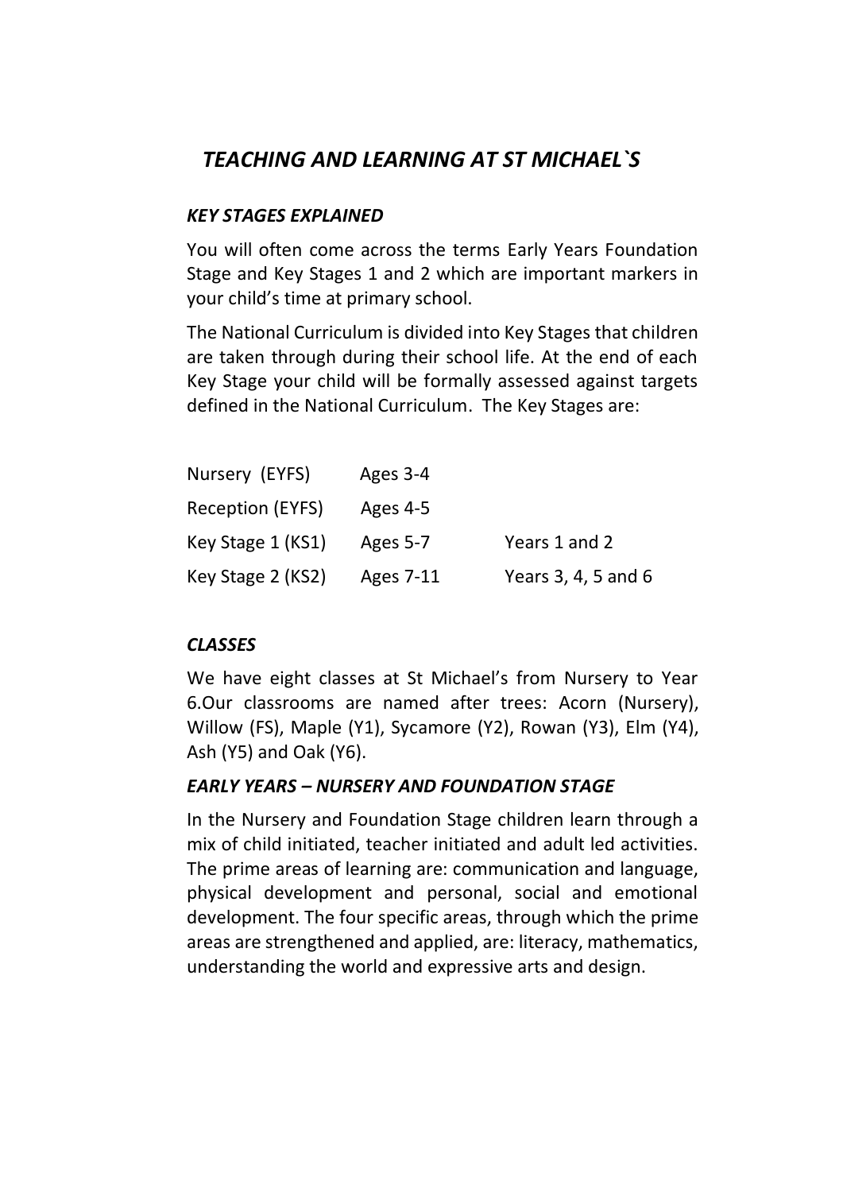# *TEACHING AND LEARNING AT ST MICHAEL`S*

### *KEY STAGES EXPLAINED*

You will often come across the terms Early Years Foundation Stage and Key Stages 1 and 2 which are important markers in your child's time at primary school.

The National Curriculum is divided into Key Stages that children are taken through during their school life. At the end of each Key Stage your child will be formally assessed against targets defined in the National Curriculum. The Key Stages are:

| | | |
|---|---|---|
| Nursery (EYFS) | Ages 3-4 | |
| Reception (EYFS) | Ages 4-5 | |
| Key Stage 1 (KS1) | Ages 5-7 | Years 1 and 2 |
| Key Stage 2 (KS2) | Ages 7-11 | Years 3, 4, 5 and 6 |

### *CLASSES*

We have eight classes at St Michael's from Nursery to Year 6.Our classrooms are named after trees: Acorn (Nursery), Willow (FS), Maple (Y1), Sycamore (Y2), Rowan (Y3), Elm (Y4), Ash (Y5) and Oak (Y6).

### *EARLY YEARS – NURSERY AND FOUNDATION STAGE*

In the Nursery and Foundation Stage children learn through a mix of child initiated, teacher initiated and adult led activities. The prime areas of learning are: communication and language, physical development and personal, social and emotional development. The four specific areas, through which the prime areas are strengthened and applied, are: literacy, mathematics, understanding the world and expressive arts and design.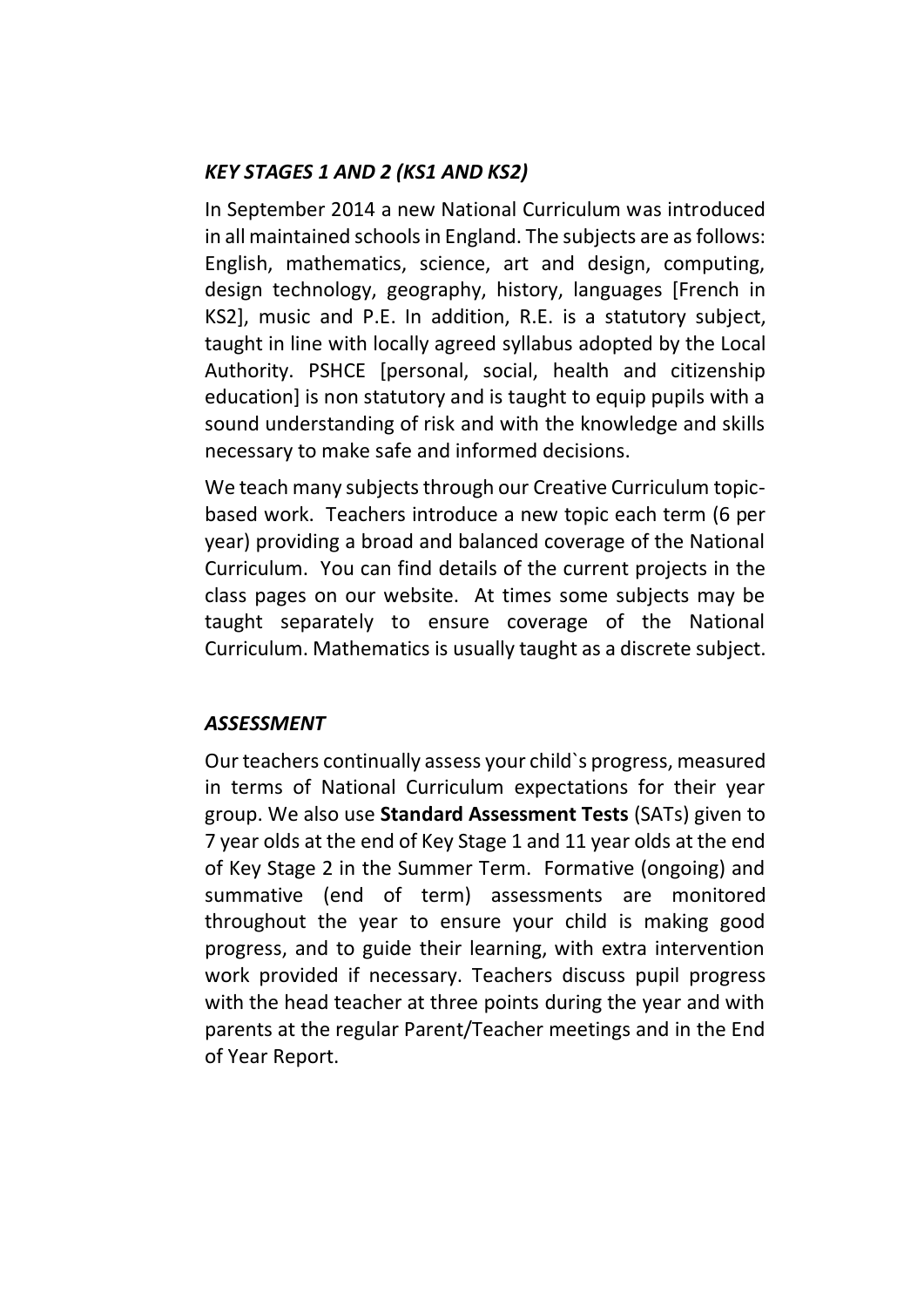### *KEY STAGES 1 AND 2 (KS1 AND KS2)*

In September 2014 a new National Curriculum was introduced in all maintained schools in England. The subjects are as follows: English, mathematics, science, art and design, computing, design technology, geography, history, languages [French in KS2], music and P.E. In addition, R.E. is a statutory subject, taught in line with locally agreed syllabus adopted by the Local Authority. PSHCE [personal, social, health and citizenship education] is non statutory and is taught to equip pupils with a sound understanding of risk and with the knowledge and skills necessary to make safe and informed decisions.

We teach many subjects through our Creative Curriculum topic-based work. Teachers introduce a new topic each term (6 per year) providing a broad and balanced coverage of the National Curriculum. You can find details of the current projects in the class pages on our website. At times some subjects may be taught separately to ensure coverage of the National Curriculum. Mathematics is usually taught as a discrete subject.

### *ASSESSMENT*

Our teachers continually assess your child`s progress, measured in terms of National Curriculum expectations for their year group. We also use **Standard Assessment Tests** (SATs) given to 7 year olds at the end of Key Stage 1 and 11 year olds at the end of Key Stage 2 in the Summer Term. Formative (ongoing) and summative (end of term) assessments are monitored throughout the year to ensure your child is making good progress, and to guide their learning, with extra intervention work provided if necessary. Teachers discuss pupil progress with the head teacher at three points during the year and with parents at the regular Parent/Teacher meetings and in the End of Year Report.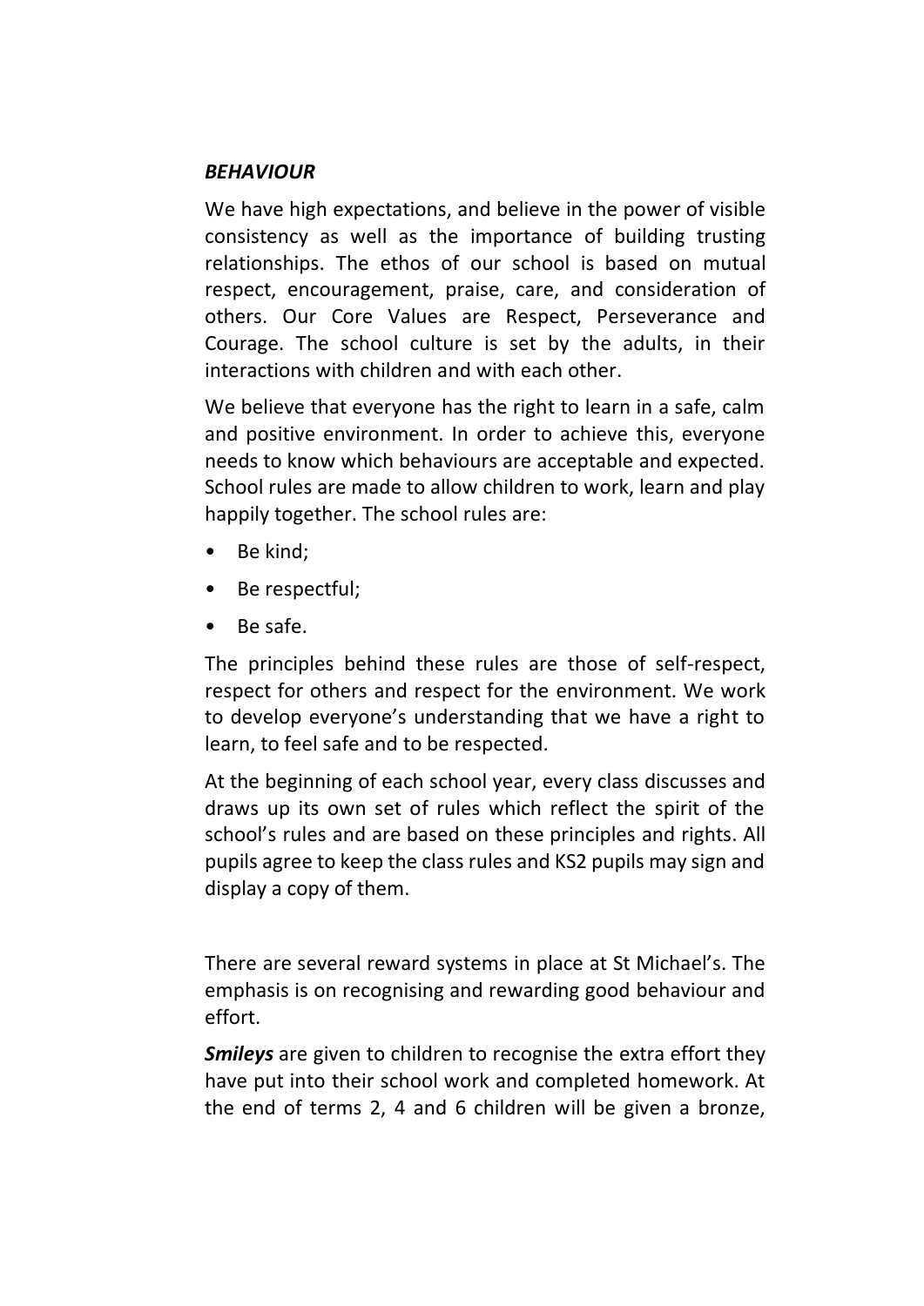### ***BEHAVIOUR***

We have high expectations, and believe in the power of visible consistency as well as the importance of building trusting relationships. The ethos of our school is based on mutual respect, encouragement, praise, care, and consideration of others. Our Core Values are Respect, Perseverance and Courage. The school culture is set by the adults, in their interactions with children and with each other.

We believe that everyone has the right to learn in a safe, calm and positive environment. In order to achieve this, everyone needs to know which behaviours are acceptable and expected. School rules are made to allow children to work, learn and play happily together. The school rules are:

- Be kind;
- Be respectful;
- Be safe.

The principles behind these rules are those of self-respect, respect for others and respect for the environment. We work to develop everyone's understanding that we have a right to learn, to feel safe and to be respected.

At the beginning of each school year, every class discusses and draws up its own set of rules which reflect the spirit of the school's rules and are based on these principles and rights. All pupils agree to keep the class rules and KS2 pupils may sign and display a copy of them.

There are several reward systems in place at St Michael's. The emphasis is on recognising and rewarding good behaviour and effort.

***Smileys*** are given to children to recognise the extra effort they have put into their school work and completed homework. At the end of terms 2, 4 and 6 children will be given a bronze,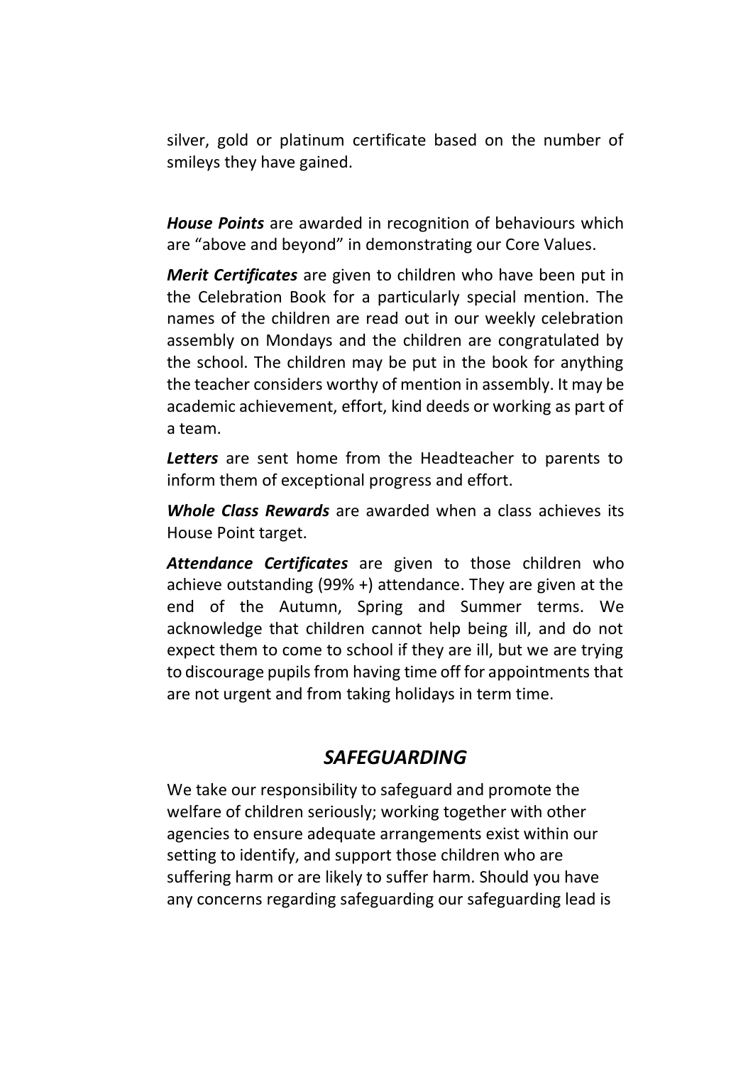silver, gold or platinum certificate based on the number of smileys they have gained.

***House Points*** are awarded in recognition of behaviours which are "above and beyond" in demonstrating our Core Values.

***Merit Certificates*** are given to children who have been put in the Celebration Book for a particularly special mention. The names of the children are read out in our weekly celebration assembly on Mondays and the children are congratulated by the school. The children may be put in the book for anything the teacher considers worthy of mention in assembly. It may be academic achievement, effort, kind deeds or working as part of a team.

***Letters*** are sent home from the Headteacher to parents to inform them of exceptional progress and effort.

***Whole Class Rewards*** are awarded when a class achieves its House Point target.

***Attendance Certificates*** are given to those children who achieve outstanding (99% +) attendance. They are given at the end of the Autumn, Spring and Summer terms. We acknowledge that children cannot help being ill, and do not expect them to come to school if they are ill, but we are trying to discourage pupils from having time off for appointments that are not urgent and from taking holidays in term time.

## *SAFEGUARDING*

We take our responsibility to safeguard and promote the welfare of children seriously; working together with other agencies to ensure adequate arrangements exist within our setting to identify, and support those children who are suffering harm or are likely to suffer harm. Should you have any concerns regarding safeguarding our safeguarding lead is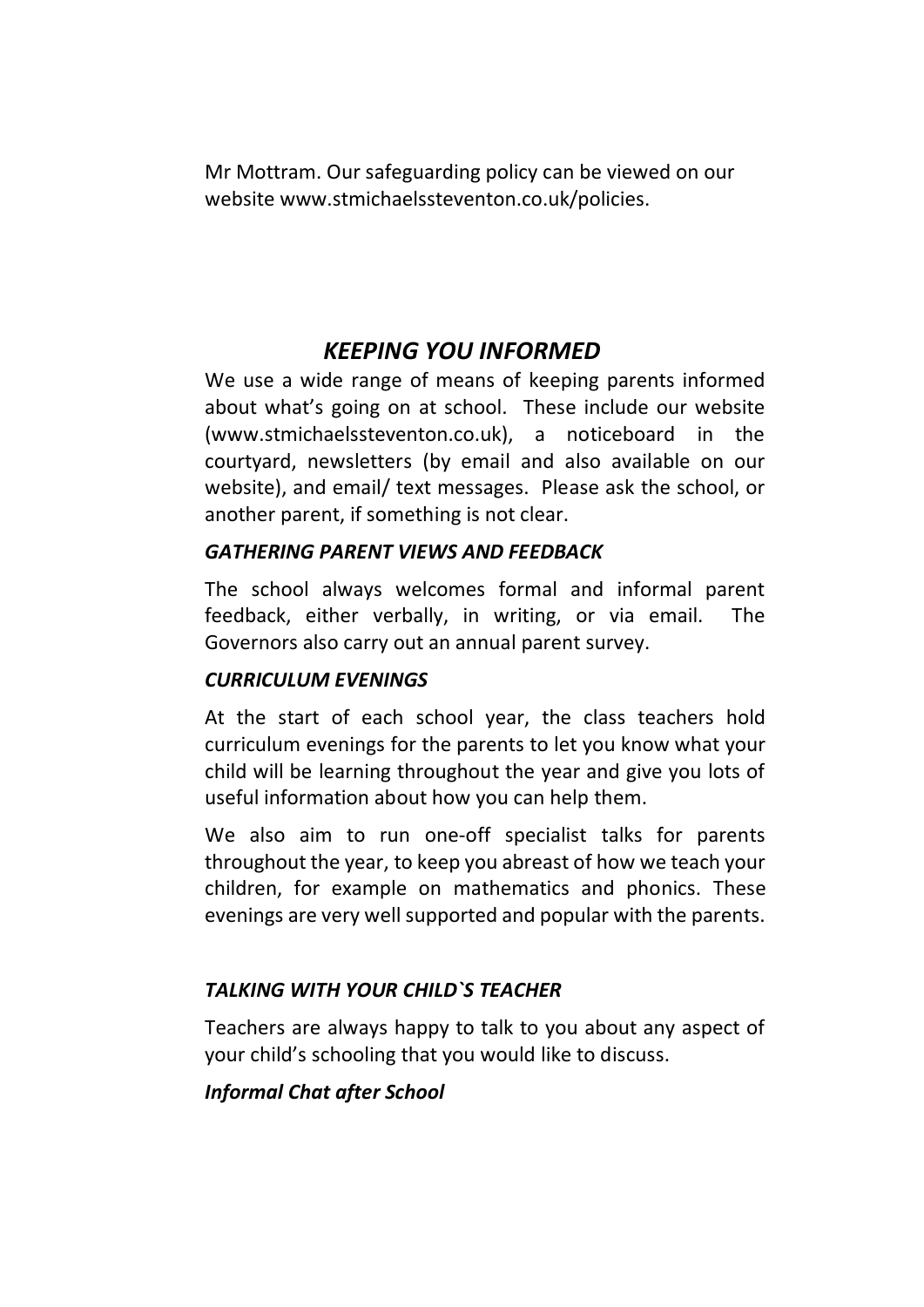Mr Mottram. Our safeguarding policy can be viewed on our website www.stmichaelssteventon.co.uk/policies.

## *KEEPING YOU INFORMED*

We use a wide range of means of keeping parents informed about what's going on at school. These include our website (www.stmichaelssteventon.co.uk), a noticeboard in the courtyard, newsletters (by email and also available on our website), and email/ text messages. Please ask the school, or another parent, if something is not clear.

### *GATHERING PARENT VIEWS AND FEEDBACK*

The school always welcomes formal and informal parent feedback, either verbally, in writing, or via email. The Governors also carry out an annual parent survey.

### *CURRICULUM EVENINGS*

At the start of each school year, the class teachers hold curriculum evenings for the parents to let you know what your child will be learning throughout the year and give you lots of useful information about how you can help them.

We also aim to run one-off specialist talks for parents throughout the year, to keep you abreast of how we teach your children, for example on mathematics and phonics. These evenings are very well supported and popular with the parents.

### *TALKING WITH YOUR CHILD`S TEACHER*

Teachers are always happy to talk to you about any aspect of your child's schooling that you would like to discuss.

#### *Informal Chat after School*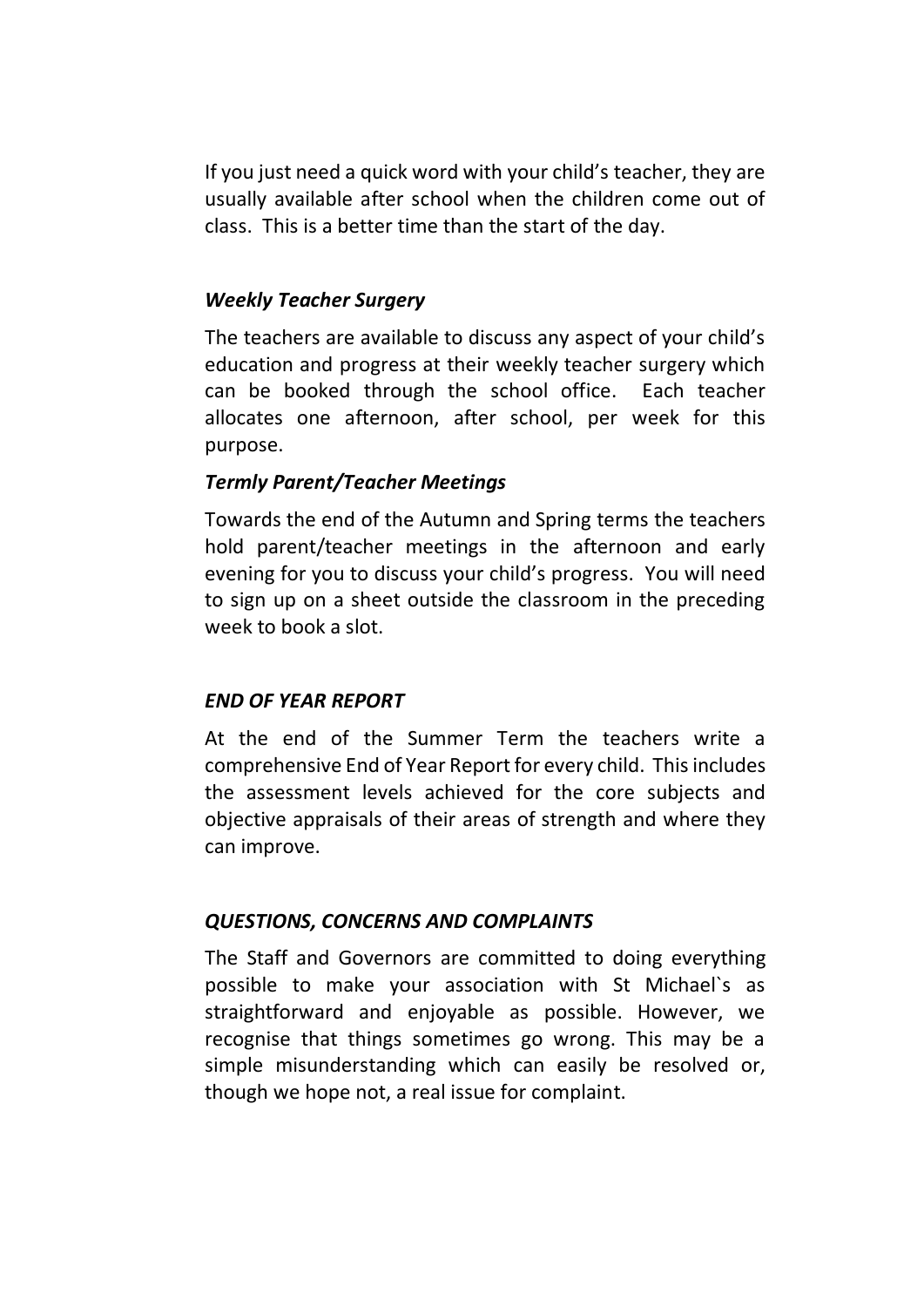If you just need a quick word with your child's teacher, they are usually available after school when the children come out of class. This is a better time than the start of the day.

### *Weekly Teacher Surgery*

The teachers are available to discuss any aspect of your child's education and progress at their weekly teacher surgery which can be booked through the school office. Each teacher allocates one afternoon, after school, per week for this purpose.

### *Termly Parent/Teacher Meetings*

Towards the end of the Autumn and Spring terms the teachers hold parent/teacher meetings in the afternoon and early evening for you to discuss your child's progress. You will need to sign up on a sheet outside the classroom in the preceding week to book a slot.

## *END OF YEAR REPORT*

At the end of the Summer Term the teachers write a comprehensive End of Year Report for every child. This includes the assessment levels achieved for the core subjects and objective appraisals of their areas of strength and where they can improve.

## *QUESTIONS, CONCERNS AND COMPLAINTS*

The Staff and Governors are committed to doing everything possible to make your association with St Michael`s as straightforward and enjoyable as possible. However, we recognise that things sometimes go wrong. This may be a simple misunderstanding which can easily be resolved or, though we hope not, a real issue for complaint.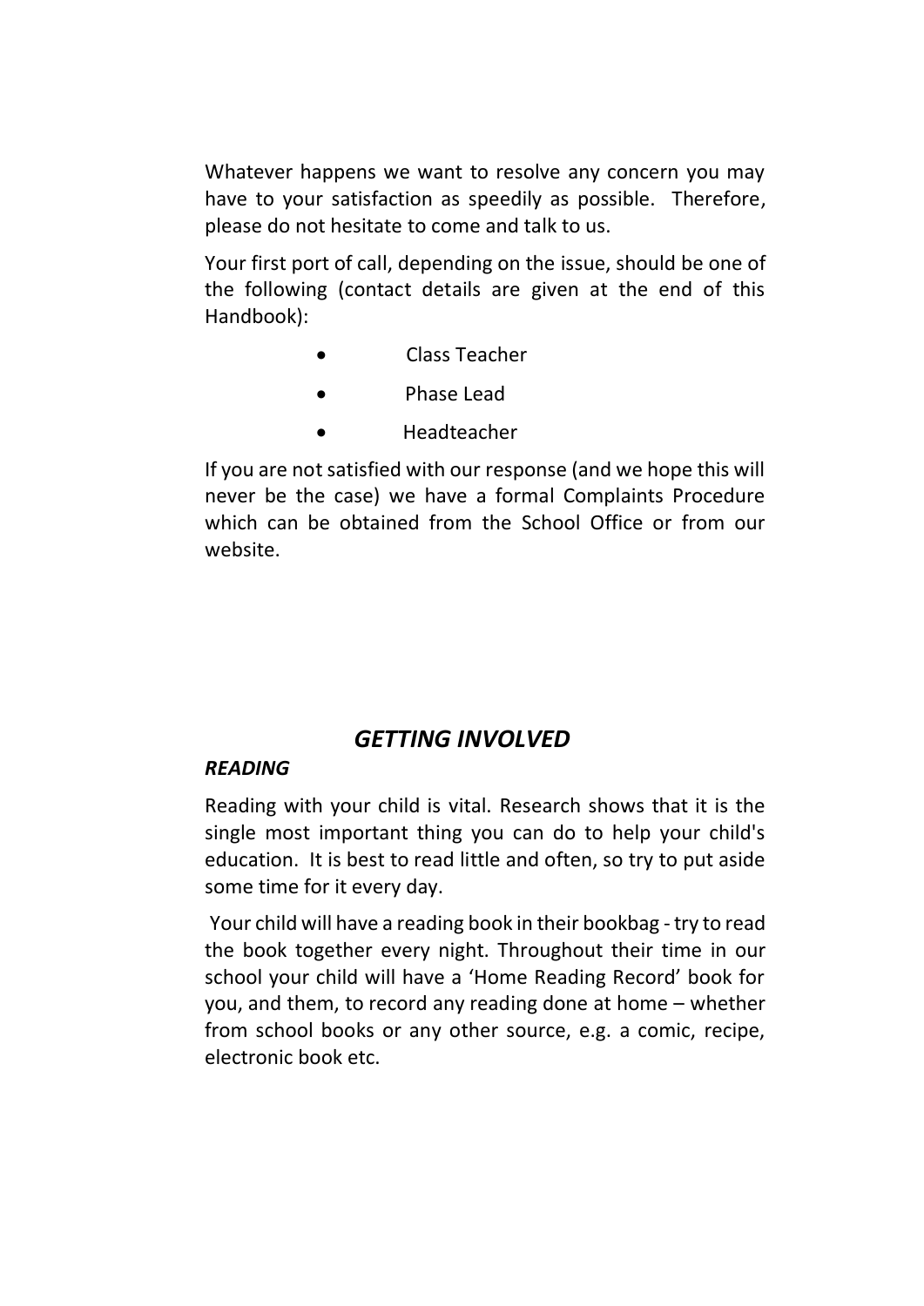Whatever happens we want to resolve any concern you may have to your satisfaction as speedily as possible. Therefore, please do not hesitate to come and talk to us.

Your first port of call, depending on the issue, should be one of the following (contact details are given at the end of this Handbook):

- Class Teacher
- Phase Lead
- Headteacher

If you are not satisfied with our response (and we hope this will never be the case) we have a formal Complaints Procedure which can be obtained from the School Office or from our website.

## *GETTING INVOLVED*

### *READING*

Reading with your child is vital. Research shows that it is the single most important thing you can do to help your child's education. It is best to read little and often, so try to put aside some time for it every day.

Your child will have a reading book in their bookbag - try to read the book together every night. Throughout their time in our school your child will have a 'Home Reading Record' book for you, and them, to record any reading done at home – whether from school books or any other source, e.g. a comic, recipe, electronic book etc.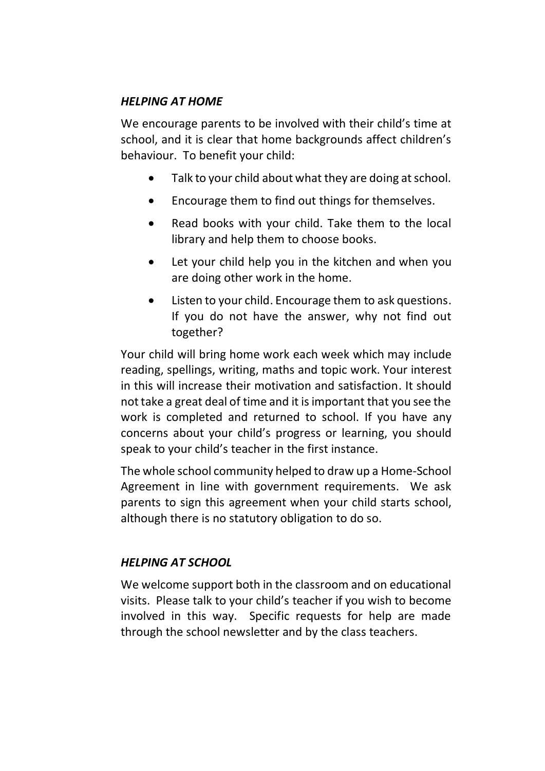### *HELPING AT HOME*

We encourage parents to be involved with their child's time at school, and it is clear that home backgrounds affect children's behaviour. To benefit your child:

- Talk to your child about what they are doing at school.
- Encourage them to find out things for themselves.
- Read books with your child. Take them to the local library and help them to choose books.
- Let your child help you in the kitchen and when you are doing other work in the home.
- Listen to your child. Encourage them to ask questions. If you do not have the answer, why not find out together?

Your child will bring home work each week which may include reading, spellings, writing, maths and topic work. Your interest in this will increase their motivation and satisfaction. It should not take a great deal of time and it is important that you see the work is completed and returned to school. If you have any concerns about your child's progress or learning, you should speak to your child's teacher in the first instance.

The whole school community helped to draw up a Home-School Agreement in line with government requirements. We ask parents to sign this agreement when your child starts school, although there is no statutory obligation to do so.

### *HELPING AT SCHOOL*

We welcome support both in the classroom and on educational visits. Please talk to your child's teacher if you wish to become involved in this way. Specific requests for help are made through the school newsletter and by the class teachers.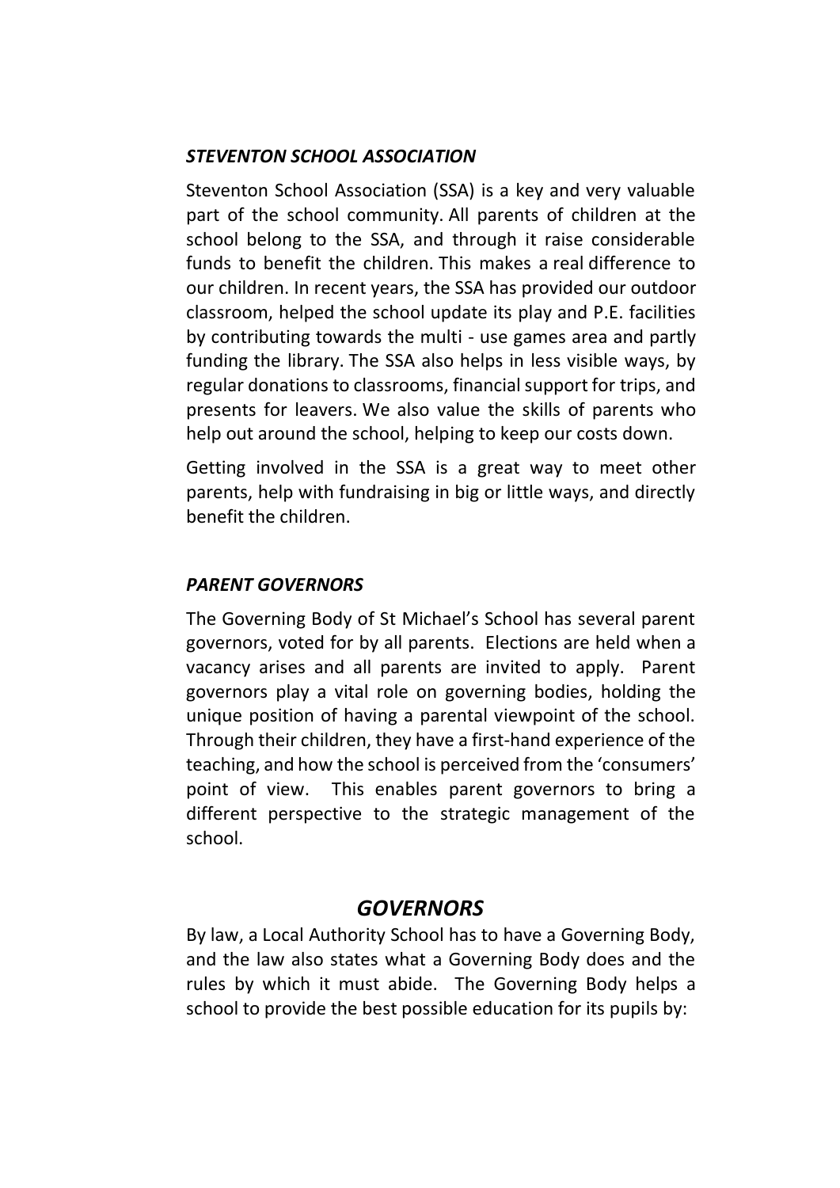### *STEVENTON SCHOOL ASSOCIATION*

Steventon School Association (SSA) is a key and very valuable part of the school community. All parents of children at the school belong to the SSA, and through it raise considerable funds to benefit the children. This makes a real difference to our children. In recent years, the SSA has provided our outdoor classroom, helped the school update its play and P.E. facilities by contributing towards the multi - use games area and partly funding the library. The SSA also helps in less visible ways, by regular donations to classrooms, financial support for trips, and presents for leavers. We also value the skills of parents who help out around the school, helping to keep our costs down.

Getting involved in the SSA is a great way to meet other parents, help with fundraising in big or little ways, and directly benefit the children.

### *PARENT GOVERNORS*

The Governing Body of St Michael's School has several parent governors, voted for by all parents. Elections are held when a vacancy arises and all parents are invited to apply. Parent governors play a vital role on governing bodies, holding the unique position of having a parental viewpoint of the school. Through their children, they have a first-hand experience of the teaching, and how the school is perceived from the 'consumers' point of view. This enables parent governors to bring a different perspective to the strategic management of the school.

## *GOVERNORS*

By law, a Local Authority School has to have a Governing Body, and the law also states what a Governing Body does and the rules by which it must abide. The Governing Body helps a school to provide the best possible education for its pupils by: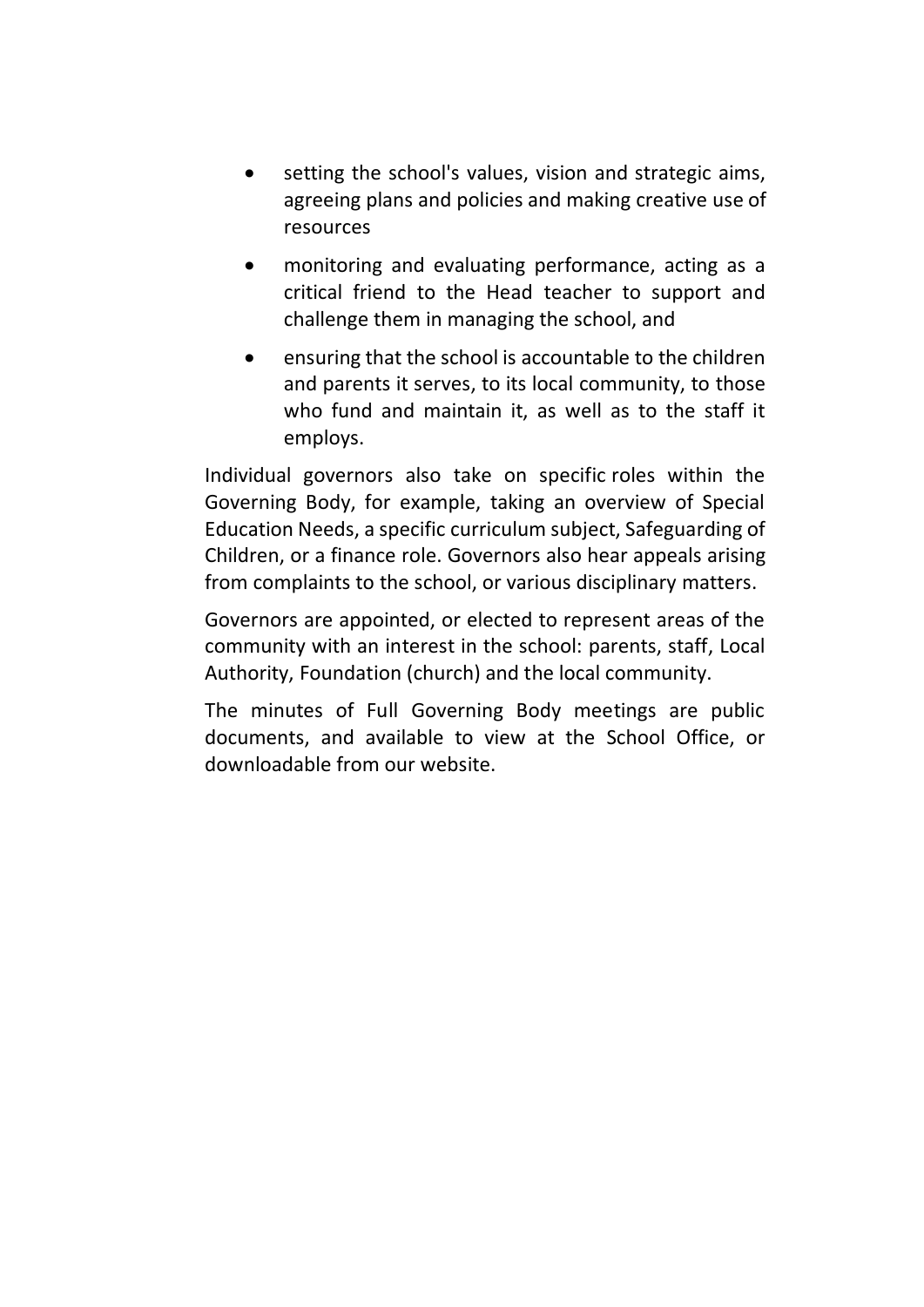- setting the school's values, vision and strategic aims, agreeing plans and policies and making creative use of resources
- monitoring and evaluating performance, acting as a critical friend to the Head teacher to support and challenge them in managing the school, and
- ensuring that the school is accountable to the children and parents it serves, to its local community, to those who fund and maintain it, as well as to the staff it employs.

Individual governors also take on specific roles within the Governing Body, for example, taking an overview of Special Education Needs, a specific curriculum subject, Safeguarding of Children, or a finance role. Governors also hear appeals arising from complaints to the school, or various disciplinary matters.

Governors are appointed, or elected to represent areas of the community with an interest in the school: parents, staff, Local Authority, Foundation (church) and the local community.

The minutes of Full Governing Body meetings are public documents, and available to view at the School Office, or downloadable from our website.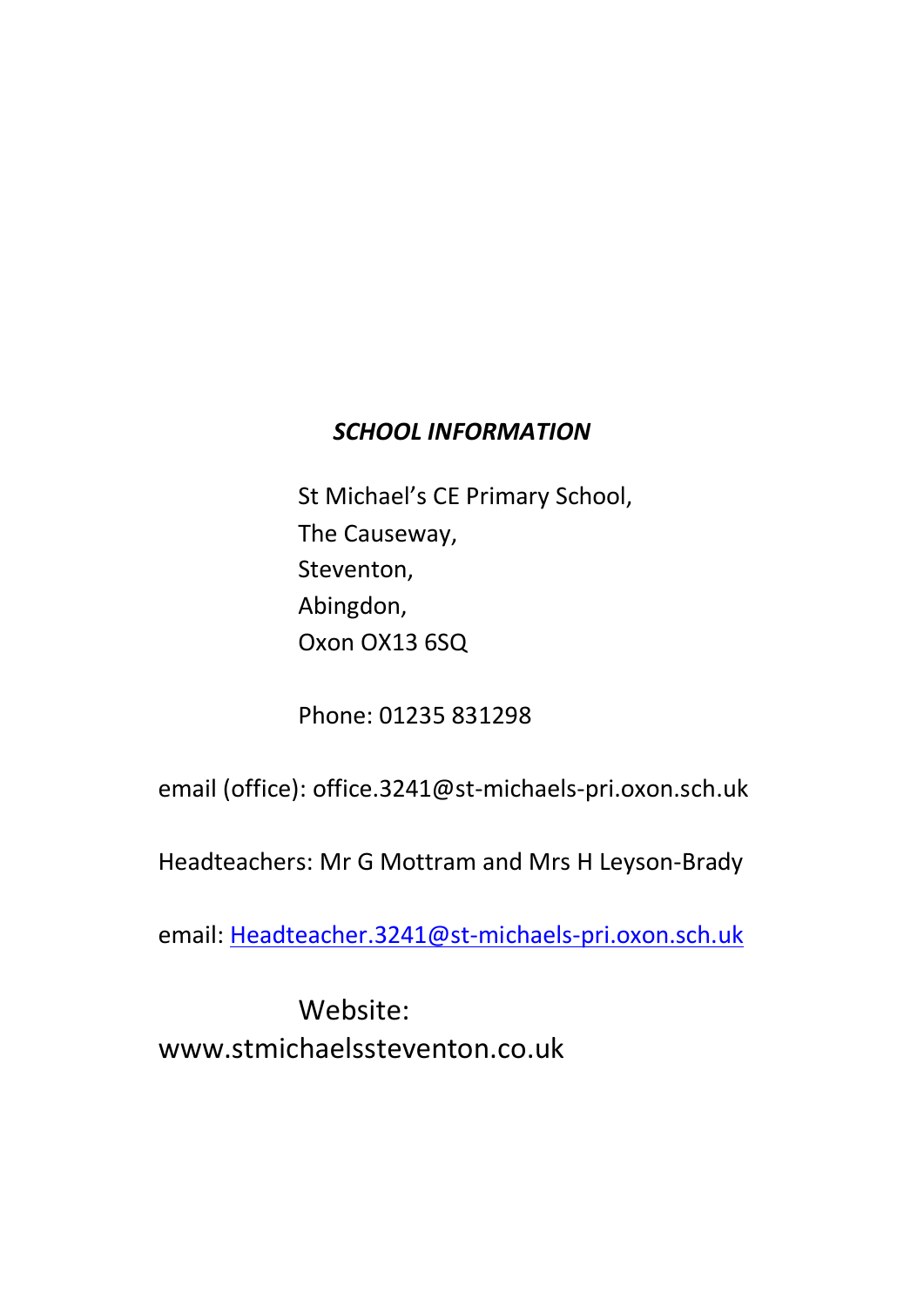## *SCHOOL INFORMATION*

St Michael's CE Primary School,
The Causeway,
Steventon,
Abingdon,
Oxon OX13 6SQ

Phone: 01235 831298

email (office): office.3241@st-michaels-pri.oxon.sch.uk

Headteachers: Mr G Mottram and Mrs H Leyson-Brady

email: Headteacher.3241@st-michaels-pri.oxon.sch.uk

Website:
www.stmichaelssteventon.co.uk